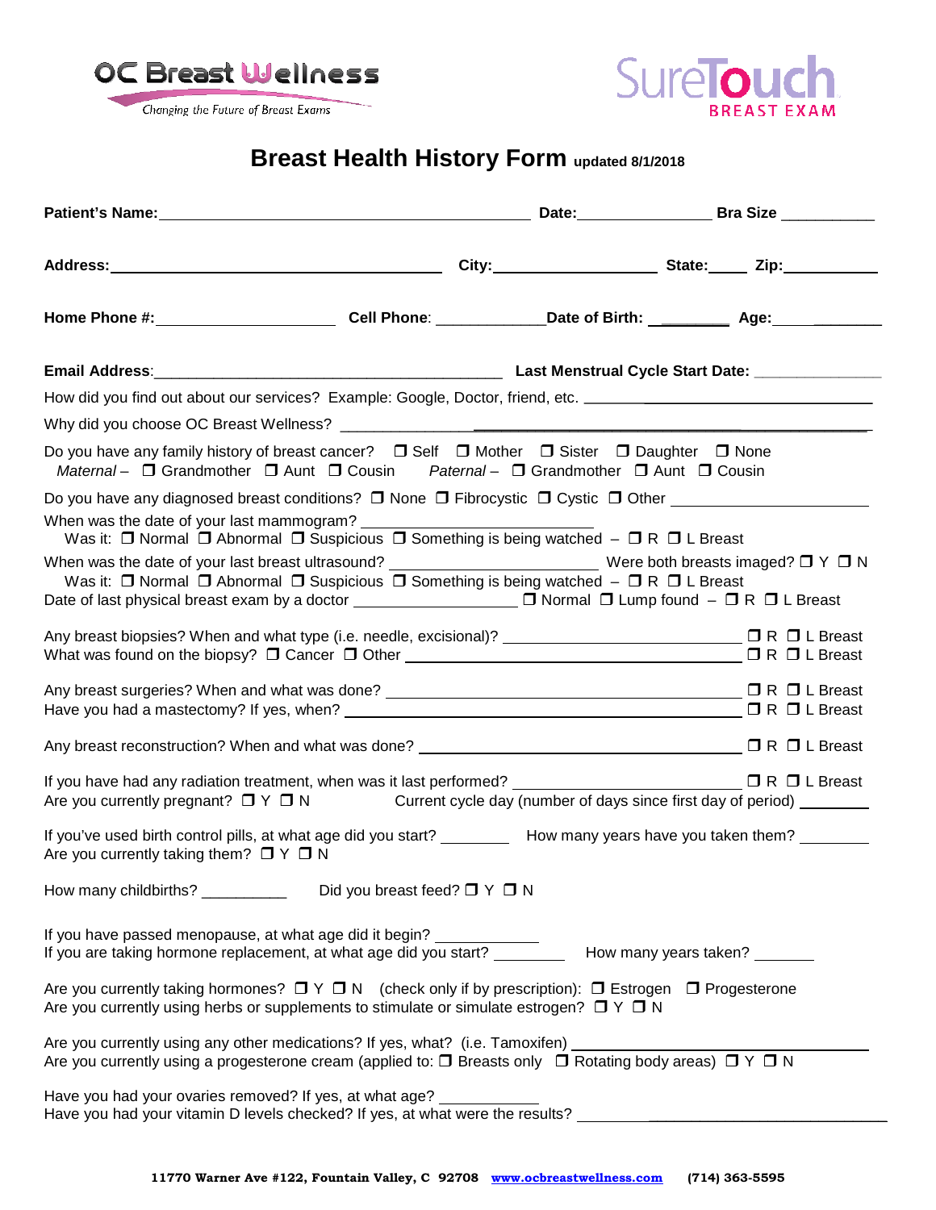OC Breast Wellness
Changing the Future of Breast Exams

SureTouch BREAST EXAM

# Breast Health History Form updated 8/1/2018

**Patient's Name:** ______________________ **Date:** __________ **Bra Size** __________

**Address:** ______________________ **City:** ______________ **State:** _____ **Zip:** __________

**Home Phone #:** ______________ **Cell Phone**: ____________ **Date of Birth:** ________ **Age:** ________

**Email Address**: ______________________ **Last Menstrual Cycle Start Date:** ______________

How did you find out about our services? Example: Google, Doctor, friend, etc. ______________________

Why did you choose OC Breast Wellness? ______________________

Do you have any family history of breast cancer? ❒ Self ❒ Mother ❒ Sister ❒ Daughter ❒ None
*Maternal* – ❒ Grandmother ❒ Aunt ❒ Cousin *Paternal* – ❒ Grandmother ❒ Aunt ❒ Cousin

Do you have any diagnosed breast conditions? ❒ None ❒ Fibrocystic ❒ Cystic ❒ Other ______________

When was the date of your last mammogram? ______________
Was it: ❒ Normal ❒ Abnormal ❒ Suspicious ❒ Something is being watched – ❒ R ❒ L Breast

When was the date of your last breast ultrasound? ______________ Were both breasts imaged? ❒ Y ❒ N
Was it: ❒ Normal ❒ Abnormal ❒ Suspicious ❒ Something is being watched – ❒ R ❒ L Breast
Date of last physical breast exam by a doctor ______________ ❒ Normal ❒ Lump found – ❒ R ❒ L Breast

Any breast biopsies? When and what type (i.e. needle, excisional)? ______________ ❒ R ❒ L Breast
What was found on the biopsy? ❒ Cancer ❒ Other ______________ ❒ R ❒ L Breast

Any breast surgeries? When and what was done? ______________ ❒ R ❒ L Breast
Have you had a mastectomy? If yes, when? ______________ ❒ R ❒ L Breast

Any breast reconstruction? When and what was done? ______________ ❒ R ❒ L Breast

If you have had any radiation treatment, when was it last performed? ______________ ❒ R ❒ L Breast
Are you currently pregnant? ❒ Y ❒ N Current cycle day (number of days since first day of period) ________

If you've used birth control pills, at what age did you start? ________ How many years have you taken them? ________
Are you currently taking them? ❒ Y ❒ N

How many childbirths? __________ Did you breast feed? ❒ Y ❒ N

If you have passed menopause, at what age did it begin? __________
If you are taking hormone replacement, at what age did you start? ________ How many years taken? ________

Are you currently taking hormones? ❒ Y ❒ N (check only if by prescription): ❒ Estrogen ❒ Progesterone
Are you currently using herbs or supplements to stimulate or simulate estrogen? ❒ Y ❒ N

Are you currently using any other medications? If yes, what? (i.e. Tamoxifen) ______________
Are you currently using a progesterone cream (applied to: ❒ Breasts only ❒ Rotating body areas) ❒ Y ❒ N

Have you had your ovaries removed? If yes, at what age? __________
Have you had your vitamin D levels checked? If yes, at what were the results? ______________

11770 Warner Ave #122, Fountain Valley, C 92708 www.ocbreastwellness.com (714) 363-5595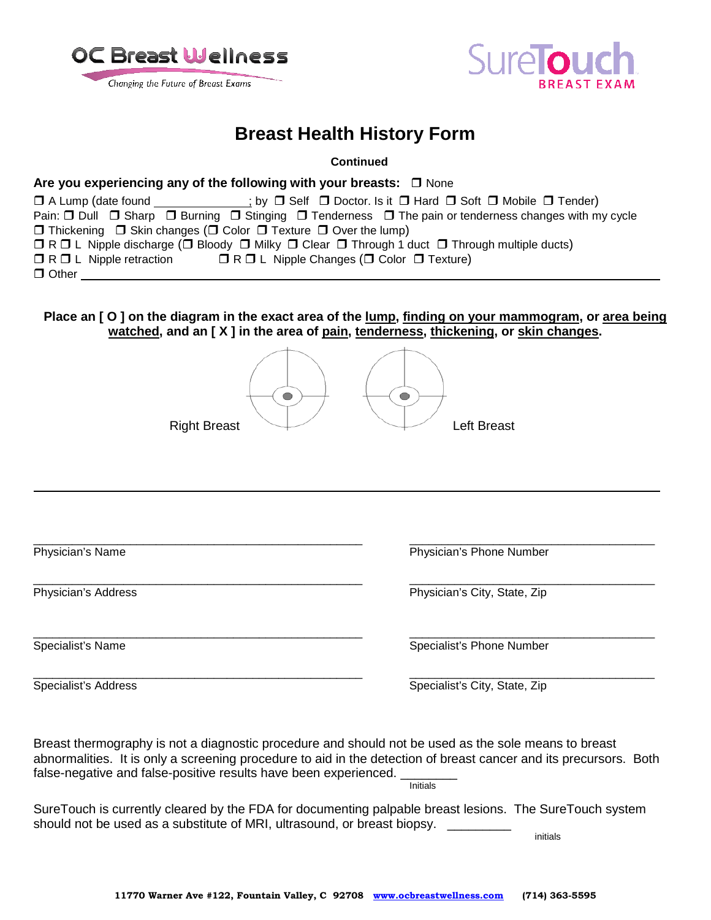OC Breast Wellness

*Changing the Future of Breast Exams*

SureTouch BREAST EXAM

# Breast Health History Form

**Continued**

**Are you experiencing any of the following with your breasts:** ☐ None

☐ A Lump (date found ______________; by ☐ Self ☐ Doctor. Is it ☐ Hard ☐ Soft ☐ Mobile ☐ Tender)

Pain: ☐ Dull ☐ Sharp ☐ Burning ☐ Stinging ☐ Tenderness ☐ The pain or tenderness changes with my cycle

☐ Thickening ☐ Skin changes (☐ Color ☐ Texture ☐ Over the lump)

☐ R ☐ L Nipple discharge (☐ Bloody ☐ Milky ☐ Clear ☐ Through 1 duct ☐ Through multiple ducts)

☐ R ☐ L Nipple retraction ☐ R ☐ L Nipple Changes (☐ Color ☐ Texture)

☐ Other ______________________________________________________________________________

**Place an [ O ] on the diagram in the exact area of the lump, finding on your mammogram, or area being watched, and an [ X ] in the area of pain, tenderness, thickening, or skin changes.**

Right Breast Left Breast

_____________________________________________________________________________

Physician's Name ______________________ Physician's Phone Number ______________________

Physician's Address ______________________ Physician's City, State, Zip ______________________

Specialist's Name ______________________ Specialist's Phone Number ______________________

Specialist's Address ______________________ Specialist's City, State, Zip ______________________

Breast thermography is not a diagnostic procedure and should not be used as the sole means to breast abnormalities. It is only a screening procedure to aid in the detection of breast cancer and its precursors. Both false-negative and false-positive results have been experienced. ________ Initials

SureTouch is currently cleared by the FDA for documenting palpable breast lesions. The SureTouch system should not be used as a substitute of MRI, ultrasound, or breast biopsy. _________ initials

**11770 Warner Ave #122, Fountain Valley, C 92708 www.ocbreastwellness.com (714) 363-5595**